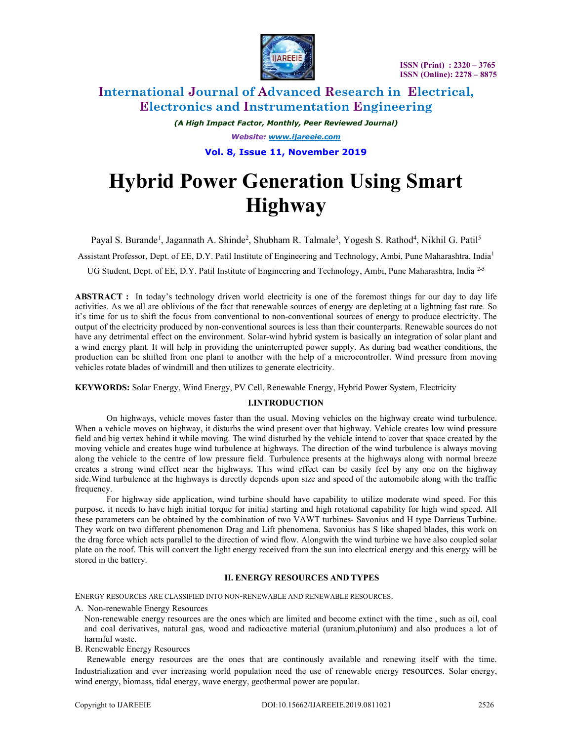# Hybrid Power Generation Using Smart Highway

Payal S. Burande[1], Jagannath A. Shinde[2], Shubham R. Talmale[3], Yogesh S. Rathod[4], Nikhil G. Patil[5]

Assistant Professor, Dept. of EE, D.Y. Patil Institute of Engineering and Technology, Ambi, Pune Maharashtra, India[1]

UG Student, Dept. of EE, D.Y. Patil Institute of Engineering and Technology, Ambi, Pune Maharashtra, India [2-5]

**ABSTRACT :** In today's technology driven world electricity is one of the foremost things for our day to day life activities. As we all are oblivious of the fact that renewable sources of energy are depleting at a lightning fast rate. So it's time for us to shift the focus from conventional to non-conventional sources of energy to produce electricity. The output of the electricity produced by non-conventional sources is less than their counterparts. Renewable sources do not have any detrimental effect on the environment. Solar-wind hybrid system is basically an integration of solar plant and a wind energy plant. It will help in providing the uninterrupted power supply. As during bad weather conditions, the production can be shifted from one plant to another with the help of a microcontroller. Wind pressure from moving vehicles rotate blades of windmill and then utilizes to generate electricity.

**KEYWORDS:** Solar Energy, Wind Energy, PV Cell, Renewable Energy, Hybrid Power System, Electricity

## I.INTRODUCTION

On highways, vehicle moves faster than the usual. Moving vehicles on the highway create wind turbulence. When a vehicle moves on highway, it disturbs the wind present over that highway. Vehicle creates low wind pressure field and big vertex behind it while moving. The wind disturbed by the vehicle intend to cover that space created by the moving vehicle and creates huge wind turbulence at highways. The direction of the wind turbulence is always moving along the vehicle to the centre of low pressure field. Turbulence presents at the highways along with normal breeze creates a strong wind effect near the highways. This wind effect can be easily feel by any one on the highway side.Wind turbulence at the highways is directly depends upon size and speed of the automobile along with the traffic frequency.

For highway side application, wind turbine should have capability to utilize moderate wind speed. For this purpose, it needs to have high initial torque for initial starting and high rotational capability for high wind speed. All these parameters can be obtained by the combination of two VAWT turbines- Savonius and H type Darrieus Turbine. They work on two different phenomenon Drag and Lift phenomena. Savonius has S like shaped blades, this work on the drag force which acts parallel to the direction of wind flow. Alongwith the wind turbine we have also coupled solar plate on the roof. This will convert the light energy received from the sun into electrical energy and this energy will be stored in the battery.

## II. ENERGY RESOURCES AND TYPES

ENERGY RESOURCES ARE CLASSIFIED INTO NON-RENEWABLE AND RENEWABLE RESOURCES.

A. Non-renewable Energy Resources

Non-renewable energy resources are the ones which are limited and become extinct with the time , such as oil, coal and coal derivatives, natural gas, wood and radioactive material (uranium,plutonium) and also produces a lot of harmful waste.

B. Renewable Energy Resources

Renewable energy resources are the ones that are continously available and renewing itself with the time. Industrialization and ever increasing world population need the use of renewable energy resources. Solar energy, wind energy, biomass, tidal energy, wave energy, geothermal power are popular.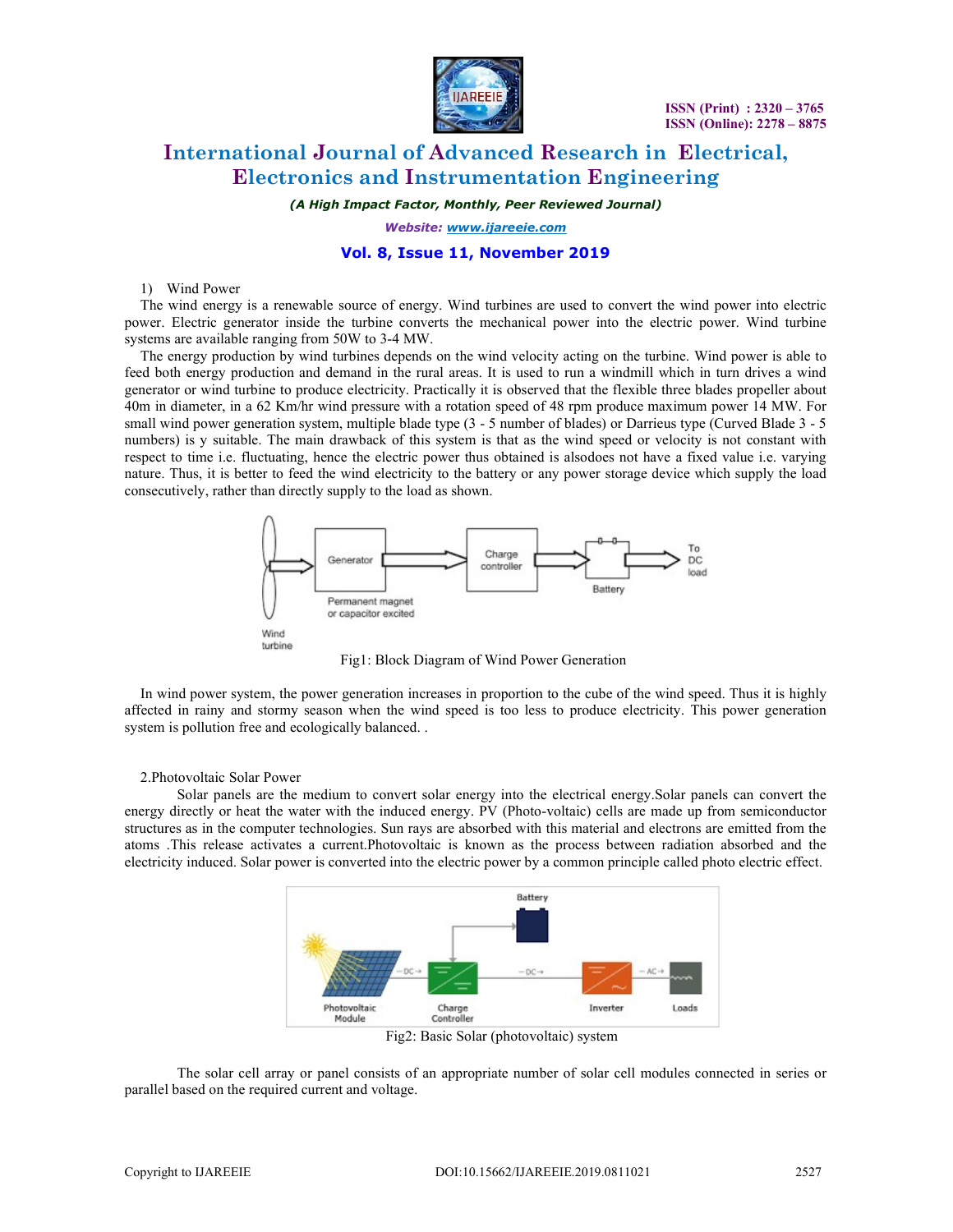1) Wind Power

The wind energy is a renewable source of energy. Wind turbines are used to convert the wind power into electric power. Electric generator inside the turbine converts the mechanical power into the electric power. Wind turbine systems are available ranging from 50W to 3-4 MW.

The energy production by wind turbines depends on the wind velocity acting on the turbine. Wind power is able to feed both energy production and demand in the rural areas. It is used to run a windmill which in turn drives a wind generator or wind turbine to produce electricity. Practically it is observed that the flexible three blades propeller about 40m in diameter, in a 62 Km/hr wind pressure with a rotation speed of 48 rpm produce maximum power 14 MW. For small wind power generation system, multiple blade type (3 - 5 number of blades) or Darrieus type (Curved Blade 3 - 5 numbers) is y suitable. The main drawback of this system is that as the wind speed or velocity is not constant with respect to time i.e. fluctuating, hence the electric power thus obtained is alsodoes not have a fixed value i.e. varying nature. Thus, it is better to feed the wind electricity to the battery or any power storage device which supply the load consecutively, rather than directly supply to the load as shown.

Fig1: Block Diagram of Wind Power Generation

In wind power system, the power generation increases in proportion to the cube of the wind speed. Thus it is highly affected in rainy and stormy season when the wind speed is too less to produce electricity. This power generation system is pollution free and ecologically balanced. .

2.Photovoltaic Solar Power

Solar panels are the medium to convert solar energy into the electrical energy.Solar panels can convert the energy directly or heat the water with the induced energy. PV (Photo-voltaic) cells are made up from semiconductor structures as in the computer technologies. Sun rays are absorbed with this material and electrons are emitted from the atoms .This release activates a current.Photovoltaic is known as the process between radiation absorbed and the electricity induced. Solar power is converted into the electric power by a common principle called photo electric effect.

Fig2: Basic Solar (photovoltaic) system

The solar cell array or panel consists of an appropriate number of solar cell modules connected in series or parallel based on the required current and voltage.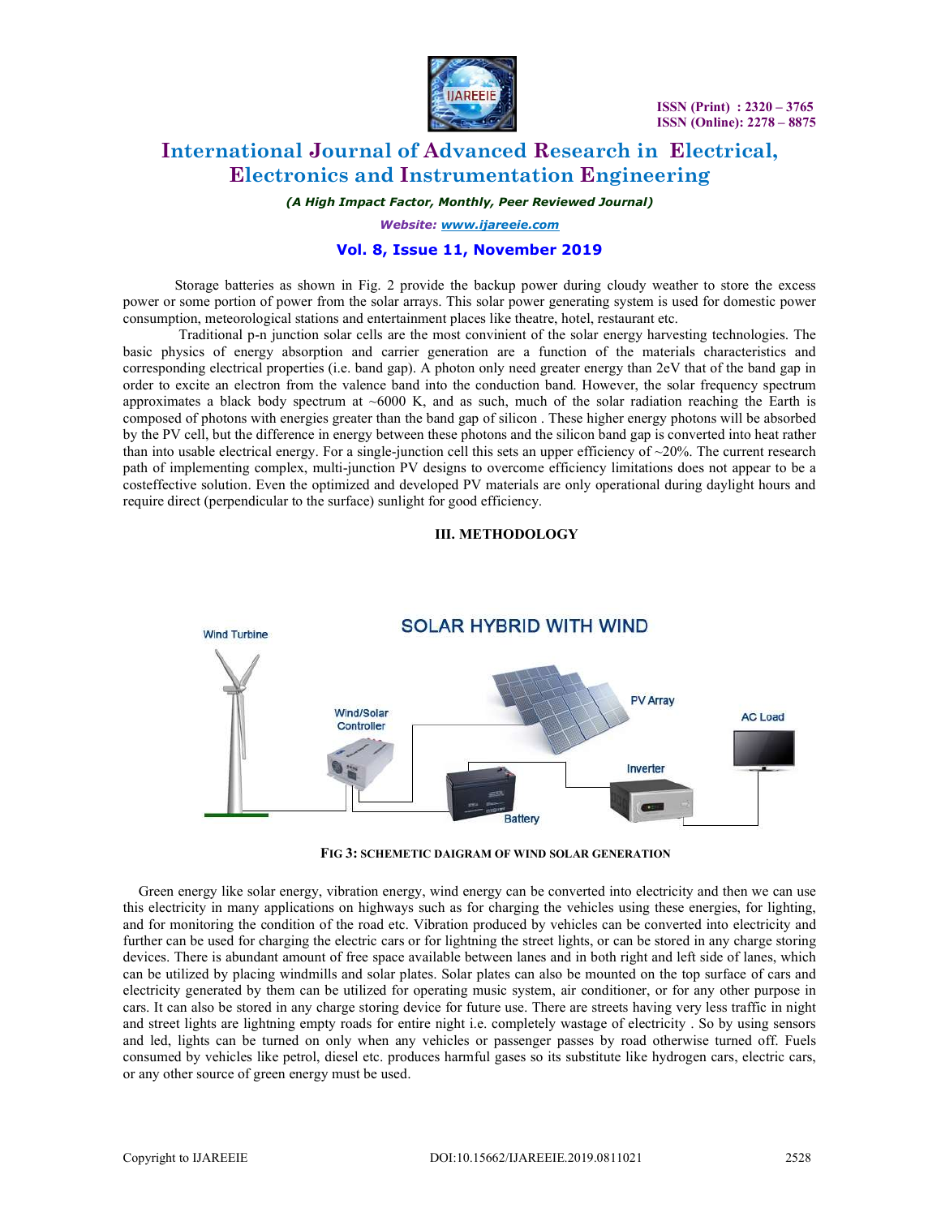Storage batteries as shown in Fig. 2 provide the backup power during cloudy weather to store the excess power or some portion of power from the solar arrays. This solar power generating system is used for domestic power consumption, meteorological stations and entertainment places like theatre, hotel, restaurant etc.

Traditional p-n junction solar cells are the most convinient of the solar energy harvesting technologies. The basic physics of energy absorption and carrier generation are a function of the materials characteristics and corresponding electrical properties (i.e. band gap). A photon only need greater energy than 2eV that of the band gap in order to excite an electron from the valence band into the conduction band. However, the solar frequency spectrum approximates a black body spectrum at ~6000 K, and as such, much of the solar radiation reaching the Earth is composed of photons with energies greater than the band gap of silicon . These higher energy photons will be absorbed by the PV cell, but the difference in energy between these photons and the silicon band gap is converted into heat rather than into usable electrical energy. For a single-junction cell this sets an upper efficiency of ~20%. The current research path of implementing complex, multi-junction PV designs to overcome efficiency limitations does not appear to be a costeffective solution. Even the optimized and developed PV materials are only operational during daylight hours and require direct (perpendicular to the surface) sunlight for good efficiency.

## III. METHODOLOGY

FIG 3: SCHEMETIC DAIGRAM OF WIND SOLAR GENERATION

Green energy like solar energy, vibration energy, wind energy can be converted into electricity and then we can use this electricity in many applications on highways such as for charging the vehicles using these energies, for lighting, and for monitoring the condition of the road etc. Vibration produced by vehicles can be converted into electricity and further can be used for charging the electric cars or for lightning the street lights, or can be stored in any charge storing devices. There is abundant amount of free space available between lanes and in both right and left side of lanes, which can be utilized by placing windmills and solar plates. Solar plates can also be mounted on the top surface of cars and electricity generated by them can be utilized for operating music system, air conditioner, or for any other purpose in cars. It can also be stored in any charge storing device for future use. There are streets having very less traffic in night and street lights are lightning empty roads for entire night i.e. completely wastage of electricity . So by using sensors and led, lights can be turned on only when any vehicles or passenger passes by road otherwise turned off. Fuels consumed by vehicles like petrol, diesel etc. produces harmful gases so its substitute like hydrogen cars, electric cars, or any other source of green energy must be used.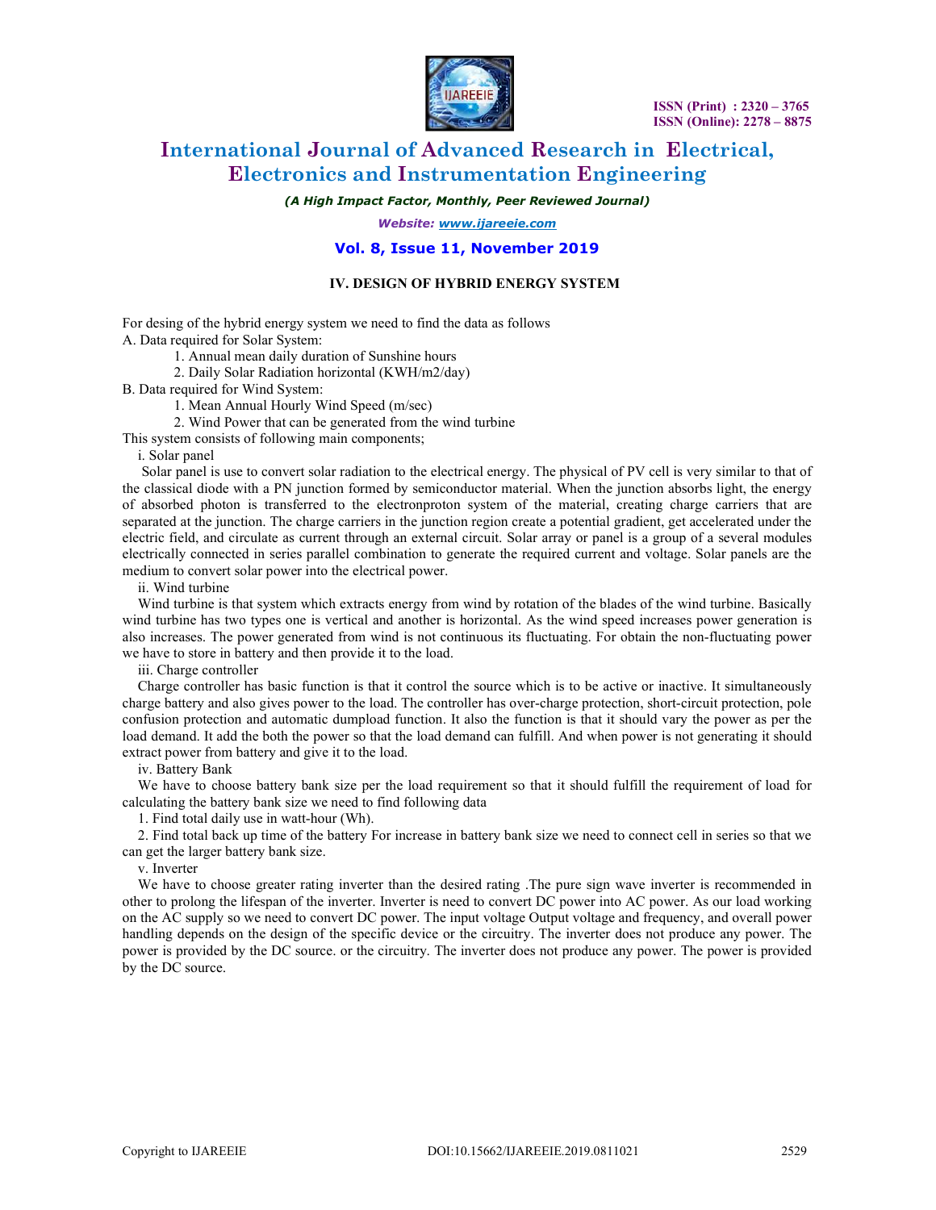### IV. DESIGN OF HYBRID ENERGY SYSTEM

For desing of the hybrid energy system we need to find the data as follows

A. Data required for Solar System:

1. Annual mean daily duration of Sunshine hours
2. Daily Solar Radiation horizontal (KWH/m2/day)

B. Data required for Wind System:

1. Mean Annual Hourly Wind Speed (m/sec)
2. Wind Power that can be generated from the wind turbine

This system consists of following main components;

i. Solar panel

Solar panel is use to convert solar radiation to the electrical energy. The physical of PV cell is very similar to that of the classical diode with a PN junction formed by semiconductor material. When the junction absorbs light, the energy of absorbed photon is transferred to the electronproton system of the material, creating charge carriers that are separated at the junction. The charge carriers in the junction region create a potential gradient, get accelerated under the electric field, and circulate as current through an external circuit. Solar array or panel is a group of a several modules electrically connected in series parallel combination to generate the required current and voltage. Solar panels are the medium to convert solar power into the electrical power.

ii. Wind turbine

Wind turbine is that system which extracts energy from wind by rotation of the blades of the wind turbine. Basically wind turbine has two types one is vertical and another is horizontal. As the wind speed increases power generation is also increases. The power generated from wind is not continuous its fluctuating. For obtain the non-fluctuating power we have to store in battery and then provide it to the load.

iii. Charge controller

Charge controller has basic function is that it control the source which is to be active or inactive. It simultaneously charge battery and also gives power to the load. The controller has over-charge protection, short-circuit protection, pole confusion protection and automatic dumpload function. It also the function is that it should vary the power as per the load demand. It add the both the power so that the load demand can fulfill. And when power is not generating it should extract power from battery and give it to the load.

iv. Battery Bank

We have to choose battery bank size per the load requirement so that it should fulfill the requirement of load for calculating the battery bank size we need to find following data

1. Find total daily use in watt-hour (Wh).
2. Find total back up time of the battery For increase in battery bank size we need to connect cell in series so that we can get the larger battery bank size.

v. Inverter

We have to choose greater rating inverter than the desired rating .The pure sign wave inverter is recommended in other to prolong the lifespan of the inverter. Inverter is need to convert DC power into AC power. As our load working on the AC supply so we need to convert DC power. The input voltage Output voltage and frequency, and overall power handling depends on the design of the specific device or the circuitry. The inverter does not produce any power. The power is provided by the DC source. or the circuitry. The inverter does not produce any power. The power is provided by the DC source.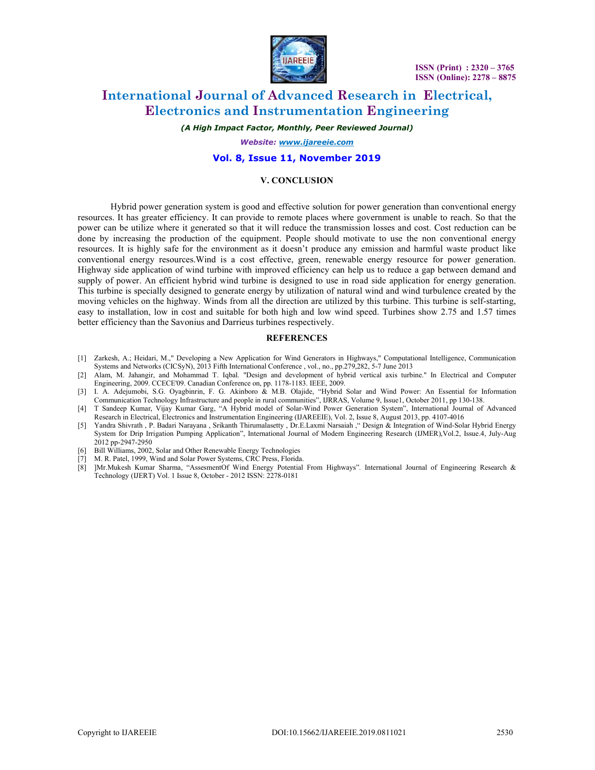## V. CONCLUSION

Hybrid power generation system is good and effective solution for power generation than conventional energy resources. It has greater efficiency. It can provide to remote places where government is unable to reach. So that the power can be utilize where it generated so that it will reduce the transmission losses and cost. Cost reduction can be done by increasing the production of the equipment. People should motivate to use the non conventional energy resources. It is highly safe for the environment as it doesn't produce any emission and harmful waste product like conventional energy resources.Wind is a cost effective, green, renewable energy resource for power generation. Highway side application of wind turbine with improved efficiency can help us to reduce a gap between demand and supply of power. An efficient hybrid wind turbine is designed to use in road side application for energy generation. This turbine is specially designed to generate energy by utilization of natural wind and wind turbulence created by the moving vehicles on the highway. Winds from all the direction are utilized by this turbine. This turbine is self-starting, easy to installation, low in cost and suitable for both high and low wind speed. Turbines show 2.75 and 1.57 times better efficiency than the Savonius and Darrieus turbines respectively.

## REFERENCES

[1] Zarkesh, A.; Heidari, M.," Developing a New Application for Wind Generators in Highways," Computational Intelligence, Communication Systems and Networks (CICSyN), 2013 Fifth International Conference , vol., no., pp.279,282, 5-7 June 2013

[2] Alam, M. Jahangir, and Mohammad T. Iqbal. "Design and development of hybrid vertical axis turbine." In Electrical and Computer Engineering, 2009. CCECE'09. Canadian Conference on, pp. 1178-1183. IEEE, 2009.

[3] I. A. Adejumobi, S.G. Oyagbinrin, F. G. Akinboro & M.B. Olajide, "Hybrid Solar and Wind Power: An Essential for Information Communication Technology Infrastructure and people in rural communities", IJRRAS, Volume 9, Issue1, October 2011, pp 130-138.

[4] T Sandeep Kumar, Vijay Kumar Garg, "A Hybrid model of Solar-Wind Power Generation System", International Journal of Advanced Research in Electrical, Electronics and Instrumentation Engineering (IJAREEIE), Vol. 2, Issue 8, August 2013, pp. 4107-4016

[5] Yandra Shivrath , P. Badari Narayana , Srikanth Thirumalasetty , Dr.E.Laxmi Narsaiah ," Design & Integration of Wind-Solar Hybrid Energy System for Drip Irrigation Pumping Application", International Journal of Modern Engineering Research (IJMER),Vol.2, Issue.4, July-Aug 2012 pp-2947-2950

[6] Bill Williams, 2002, Solar and Other Renewable Energy Technologies

[7] M. R. Patel, 1999, Wind and Solar Power Systems, CRC Press, Florida.

[8] ]Mr.Mukesh Kumar Sharma, "AssesmentOf Wind Energy Potential From Highways". International Journal of Engineering Research & Technology (IJERT) Vol. 1 Issue 8, October - 2012 ISSN: 2278-0181